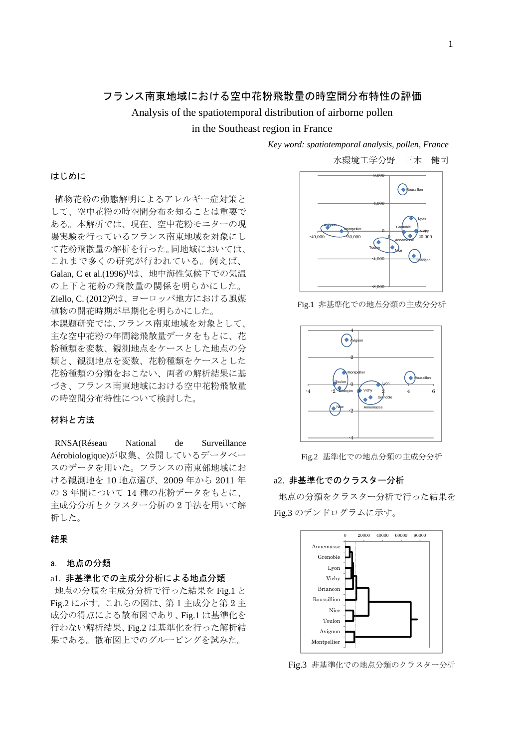# フランス南東地域における空中花粉飛散量の時空間分布特性の評価

Analysis of the spatiotemporal distribution of airborne pollen
in the Southeast region in France

*Key word: spatiotemporal analysis, pollen, France*

水環境工学分野　三木　健司

## はじめに

植物花粉の動態解明によるアレルギー症対策として、空中花粉の時空間分布を知ることは重要である。本解析では、現在、空中花粉モニターの現場実験を行っているフランス南東地域を対象にして花粉飛散量の解析を行った。同地域においては、これまで多くの研究が行われている。例えば、Galan, C et al.(1996)[1)]は、地中海性気候下での気温の上下と花粉の飛散量の関係を明らかにした。Ziello, C. (2012)[2)]は、ヨーロッパ地方における風媒植物の開花時期が早期化を明らかにした。

本課題研究では、フランス南東地域を対象として、主な空中花粉の年間総飛散量データをもとに、花粉種類を変数、観測地点をケースとした地点の分類と、観測地点を変数、花粉種類をケースとした花粉種類の分類をおこない、両者の解析結果に基づき、フランス南東地域における空中花粉飛散量の時空間分布特性について検討した。

## 材料と方法

RNSA(Réseau National de Surveillance Aérobiologique)が収集、公開しているデータベースのデータを用いた。フランスの南東部地域における観測地を 10 地点選び、2009 年から 2011 年の 3 年間について 14 種の花粉データをもとに、主成分分析とクラスター分析の 2 手法を用いて解析した。

## 結果

### a. 地点の分類

#### a1. 非基準化での主成分分析による地点分類

地点の分類を主成分分析で行った結果を Fig.1 と Fig.2 に示す。これらの図は、第 1 主成分と第 2 主成分の得点による散布図であり、Fig.1 は基準化を行わない解析結果、Fig.2 は基準化を行った解析結果である。散布図上でのグルーピングを試みた。

Fig.1 非基準化での地点分類の主成分分析

Fig.2 基準化での地点分類の主成分分析

#### a2. 非基準化でのクラスター分析

地点の分類をクラスター分析で行った結果を Fig.3 のデンドログラムに示す。

Fig.3 非基準化での地点分類のクラスター分析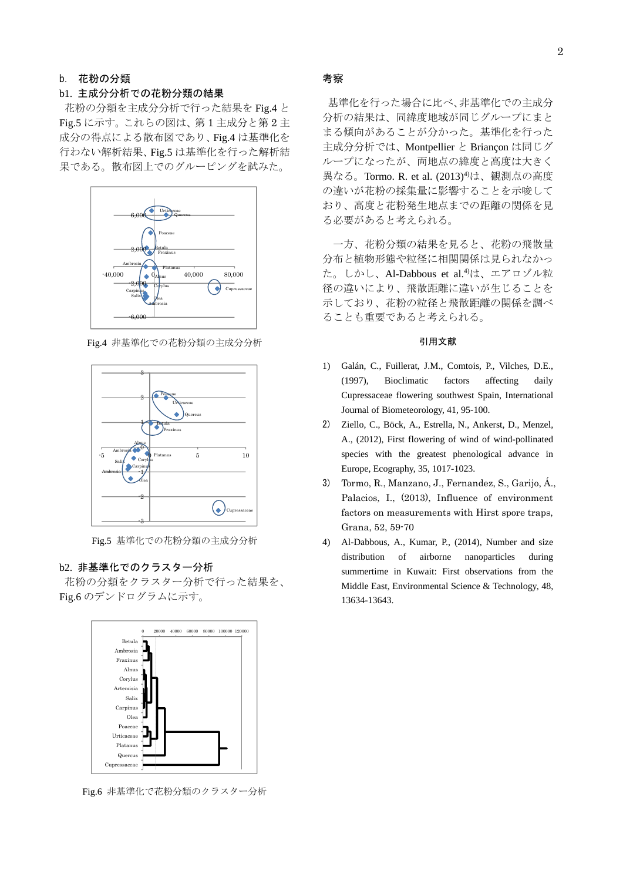### b. 花粉の分類

#### b1. 主成分分析での花粉分類の結果

花粉の分類を主成分分析で行った結果を Fig.4 と Fig.5 に示す。これらの図は、第 1 主成分と第 2 主成分の得点による散布図であり、Fig.4 は基準化を行わない解析結果、Fig.5 は基準化を行った解析結果である。散布図上でのグルーピングを試みた。

Urticaceae
Quercus
6,000
Poaceae
2,000
Betula
Fraxinus
Ambrosia
Platanus
-40,000
0
Alnus
40,000
80,000
-2,000
Corylus
Carpinus
Salix
Cupressaceae
Olea
Ambrosia
-6,000

Fig.4 非基準化での花粉分類の主成分分析

3
2
Poaceae
Urticaceae
Quercus
1
Betula
Fraxinus
Alnus
Ambrosia
0
-5
Platanus
5
10
Salix
Corylus
Carpinus
Ambrosia
-1
Olea
-2
Cupressaceae
-3

Fig.5 基準化での花粉分類の主成分分析

#### b2. 非基準化でのクラスター分析

花粉の分類をクラスター分析で行った結果を、Fig.6 のデンドログラムに示す。

0
20000
40000
60000
80000
100000
120000
Betula
Ambrosia
Fraxinus
Alnus
Corylus
Artemisia
Salix
Carpinus
Olea
Poaceae
Urticaceae
Platanus
Quercus
Cupressaceae

Fig.6 非基準化で花粉分類のクラスター分析

### 考察

基準化を行った場合に比べ、非基準化での主成分分析の結果は、同緯度地域が同じグループにまとまる傾向があることが分かった。基準化を行った主成分分析では、Montpellier と Briançon は同じグループになったが、両地点の緯度と高度は大きく異なる。Tormo. R. et al. (2013)[4]は、観測点の高度の違いが花粉の採集量に影響することを示唆しており、高度と花粉発生地点までの距離の関係を見る必要があると考えられる。

一方、花粉分類の結果を見ると、花粉の飛散量分布と植物形態や粒径に相関関係は見られなかった。しかし、Al-Dabbous et al.[4]は、エアロゾル粒径の違いにより、飛散距離に違いが生じることを示しており、花粉の粒径と飛散距離の関係を調べることも重要であると考えられる。

### 引用文献

1) Galán, C., Fuillerat, J.M., Comtois, P., Vilches, D.E., (1997), Bioclimatic factors affecting daily Cupressaceae flowering southwest Spain, International Journal of Biometeorology, 41, 95-100.
2) Ziello, C., Böck, A., Estrella, N., Ankerst, D., Menzel, A., (2012), First flowering of wind of wind-pollinated species with the greatest phenological advance in Europe, Ecography, 35, 1017-1023.
3) Tormo, R., Manzano, J., Fernandez, S., Garijo, Á., Palacios, I., (2013), Influence of environment factors on measurements with Hirst spore traps, Grana, 52, 59-70
4) Al-Dabbous, A., Kumar, P., (2014), Number and size distribution of airborne nanoparticles during summertime in Kuwait: First observations from the Middle East, Environmental Science & Technology, 48, 13634-13643.